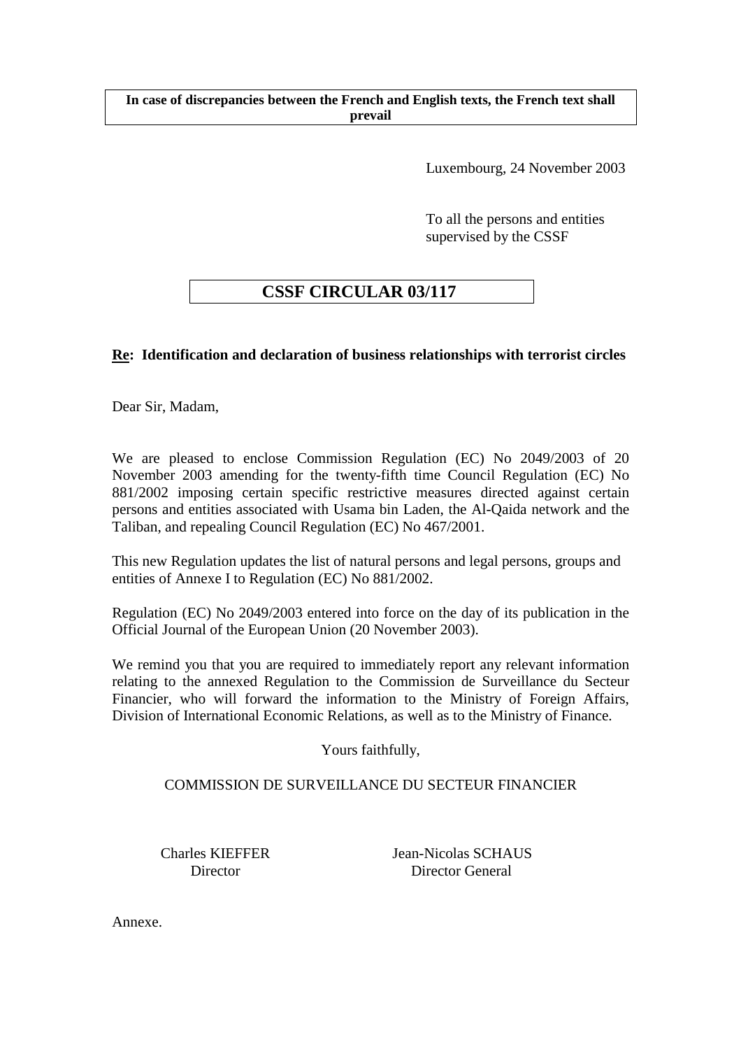**In case of discrepancies between the French and English texts, the French text shall prevail**

Luxembourg, 24 November 2003

To all the persons and entities supervised by the CSSF

# CSSF CIRCULAR 03/117

**Re: Identification and declaration of business relationships with terrorist circles**

Dear Sir, Madam,

We are pleased to enclose Commission Regulation (EC) No 2049/2003 of 20 November 2003 amending for the twenty-fifth time Council Regulation (EC) No 881/2002 imposing certain specific restrictive measures directed against certain persons and entities associated with Usama bin Laden, the Al-Qaida network and the Taliban, and repealing Council Regulation (EC) No 467/2001.

This new Regulation updates the list of natural persons and legal persons, groups and entities of Annexe I to Regulation (EC) No 881/2002.

Regulation (EC) No 2049/2003 entered into force on the day of its publication in the Official Journal of the European Union (20 November 2003).

We remind you that you are required to immediately report any relevant information relating to the annexed Regulation to the Commission de Surveillance du Secteur Financier, who will forward the information to the Ministry of Foreign Affairs, Division of International Economic Relations, as well as to the Ministry of Finance.

Yours faithfully,

COMMISSION DE SURVEILLANCE DU SECTEUR FINANCIER

Charles KIEFFER
Director

Jean-Nicolas SCHAUS
Director General

Annexe.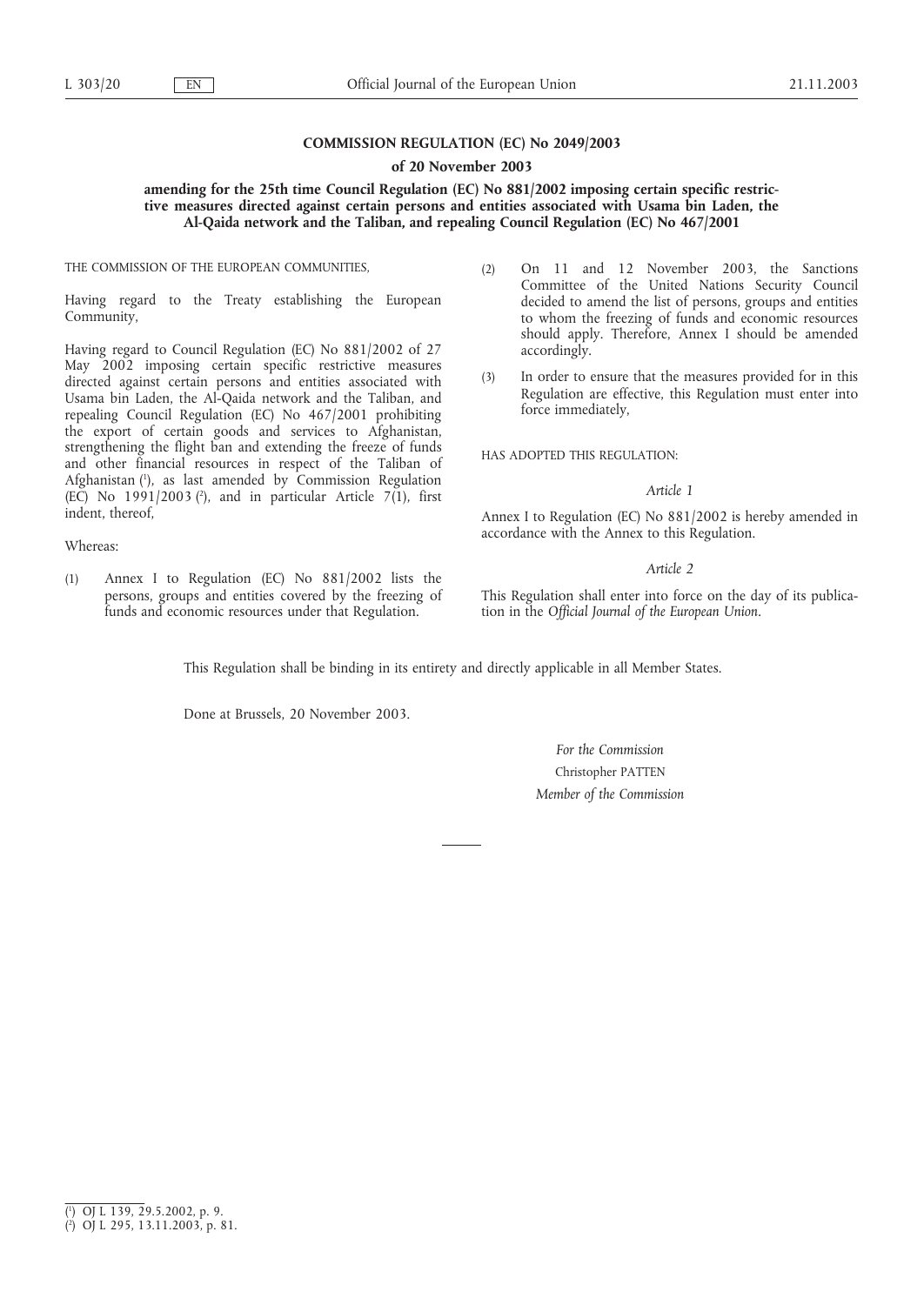**COMMISSION REGULATION (EC) No 2049/2003**

**of 20 November 2003**

**amending for the 25th time Council Regulation (EC) No 881/2002 imposing certain specific restrictive measures directed against certain persons and entities associated with Usama bin Laden, the Al-Qaida network and the Taliban, and repealing Council Regulation (EC) No 467/2001**

THE COMMISSION OF THE EUROPEAN COMMUNITIES,

Having regard to the Treaty establishing the European Community,

Having regard to Council Regulation (EC) No 881/2002 of 27 May 2002 imposing certain specific restrictive measures directed against certain persons and entities associated with Usama bin Laden, the Al-Qaida network and the Taliban, and repealing Council Regulation (EC) No 467/2001 prohibiting the export of certain goods and services to Afghanistan, strengthening the flight ban and extending the freeze of funds and other financial resources in respect of the Taliban of Afghanistan [1], as last amended by Commission Regulation (EC) No 1991/2003 [2], and in particular Article 7(1), first indent, thereof,

Whereas:

(1) Annex I to Regulation (EC) No 881/2002 lists the persons, groups and entities covered by the freezing of funds and economic resources under that Regulation.

(2) On 11 and 12 November 2003, the Sanctions Committee of the United Nations Security Council decided to amend the list of persons, groups and entities to whom the freezing of funds and economic resources should apply. Therefore, Annex I should be amended accordingly.

(3) In order to ensure that the measures provided for in this Regulation are effective, this Regulation must enter into force immediately,

HAS ADOPTED THIS REGULATION:

*Article 1*

Annex I to Regulation (EC) No 881/2002 is hereby amended in accordance with the Annex to this Regulation.

*Article 2*

This Regulation shall enter into force on the day of its publication in the *Official Journal of the European Union*.

This Regulation shall be binding in its entirety and directly applicable in all Member States.

Done at Brussels, 20 November 2003.

*For the Commission*

Christopher PATTEN

*Member of the Commission*

---

[1] OJ L 139, 29.5.2002, p. 9.

[2] OJ L 295, 13.11.2003, p. 81.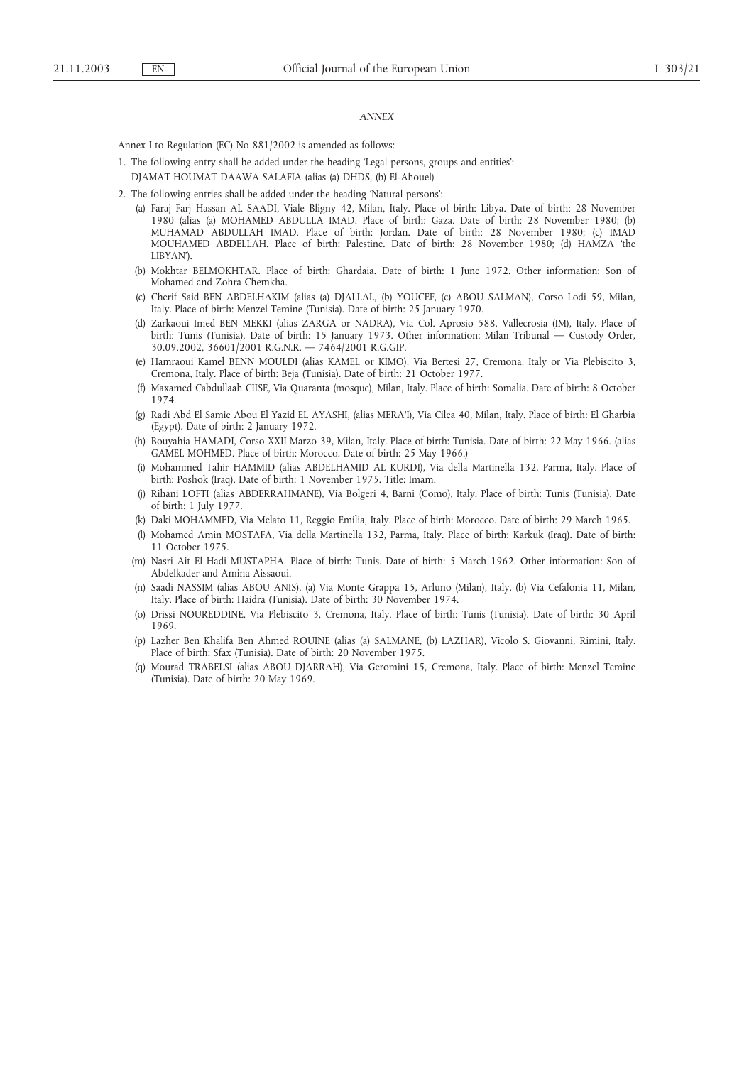*ANNEX*

Annex I to Regulation (EC) No 881/2002 is amended as follows:

1. The following entry shall be added under the heading 'Legal persons, groups and entities':

   DJAMAT HOUMAT DAAWA SALAFIA (alias (a) DHDS, (b) El-Ahouel)

2. The following entries shall be added under the heading 'Natural persons':

   (a) Faraj Farj Hassan AL SAADI, Viale Bligny 42, Milan, Italy. Place of birth: Libya. Date of birth: 28 November 1980 (alias (a) MOHAMED ABDULLA IMAD. Place of birth: Gaza. Date of birth: 28 November 1980; (b) MUHAMAD ABDULLAH IMAD. Place of birth: Jordan. Date of birth: 28 November 1980; (c) IMAD MOUHAMED ABDELLAH. Place of birth: Palestine. Date of birth: 28 November 1980; (d) HAMZA 'the LIBYAN').

   (b) Mokhtar BELMOKHTAR. Place of birth: Ghardaia. Date of birth: 1 June 1972. Other information: Son of Mohamed and Zohra Chemkha.

   (c) Cherif Said BEN ABDELHAKIM (alias (a) DJALLAL, (b) YOUCEF, (c) ABOU SALMAN), Corso Lodi 59, Milan, Italy. Place of birth: Menzel Temine (Tunisia). Date of birth: 25 January 1970.

   (d) Zarkaoui Imed BEN MEKKI (alias ZARGA or NADRA), Via Col. Aprosio 588, Vallecrosia (IM), Italy. Place of birth: Tunis (Tunisia). Date of birth: 15 January 1973. Other information: Milan Tribunal — Custody Order, 30.09.2002, 36601/2001 R.G.N.R. — 7464/2001 R.G.GIP.

   (e) Hamraoui Kamel BENN MOULDI (alias KAMEL or KIMO), Via Bertesi 27, Cremona, Italy or Via Plebiscito 3, Cremona, Italy. Place of birth: Beja (Tunisia). Date of birth: 21 October 1977.

   (f) Maxamed Cabdullaah CIISE, Via Quaranta (mosque), Milan, Italy. Place of birth: Somalia. Date of birth: 8 October 1974.

   (g) Radi Abd El Samie Abou El Yazid EL AYASHI, (alias MERA'I), Via Cilea 40, Milan, Italy. Place of birth: El Gharbia (Egypt). Date of birth: 2 January 1972.

   (h) Bouyahia HAMADI, Corso XXII Marzo 39, Milan, Italy. Place of birth: Tunisia. Date of birth: 22 May 1966. (alias GAMEL MOHMED. Place of birth: Morocco. Date of birth: 25 May 1966.)

   (i) Mohammed Tahir HAMMID (alias ABDELHAMID AL KURDI), Via della Martinella 132, Parma, Italy. Place of birth: Poshok (Iraq). Date of birth: 1 November 1975. Title: Imam.

   (j) Rihani LOFTI (alias ABDERRAHMANE), Via Bolgeri 4, Barni (Como), Italy. Place of birth: Tunis (Tunisia). Date of birth: 1 July 1977.

   (k) Daki MOHAMMED, Via Melato 11, Reggio Emilia, Italy. Place of birth: Morocco. Date of birth: 29 March 1965.

   (l) Mohamed Amin MOSTAFA, Via della Martinella 132, Parma, Italy. Place of birth: Karkuk (Iraq). Date of birth: 11 October 1975.

   (m) Nasri Ait El Hadi MUSTAPHA. Place of birth: Tunis. Date of birth: 5 March 1962. Other information: Son of Abdelkader and Amina Aissaoui.

   (n) Saadi NASSIM (alias ABOU ANIS), (a) Via Monte Grappa 15, Arluno (Milan), Italy, (b) Via Cefalonia 11, Milan, Italy. Place of birth: Haidra (Tunisia). Date of birth: 30 November 1974.

   (o) Drissi NOUREDDINE, Via Plebiscito 3, Cremona, Italy. Place of birth: Tunis (Tunisia). Date of birth: 30 April 1969.

   (p) Lazher Ben Khalifa Ben Ahmed ROUINE (alias (a) SALMANE, (b) LAZHAR), Vicolo S. Giovanni, Rimini, Italy. Place of birth: Sfax (Tunisia). Date of birth: 20 November 1975.

   (q) Mourad TRABELSI (alias ABOU DJARRAH), Via Geromini 15, Cremona, Italy. Place of birth: Menzel Temine (Tunisia). Date of birth: 20 May 1969.